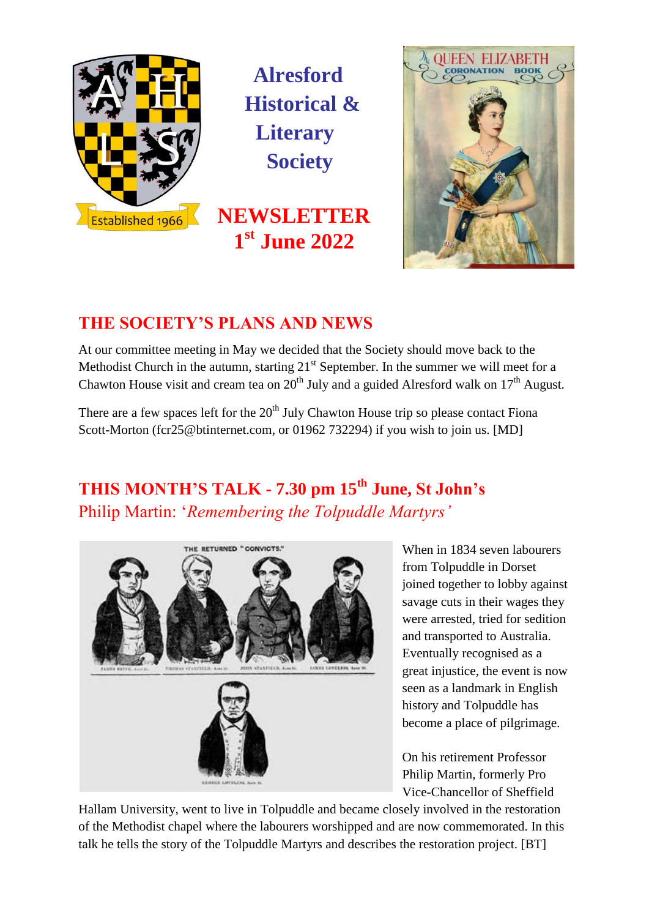# Alresford Historical & Literary Society

Established 1966

## NEWSLETTER 1st June 2022

## THE SOCIETY'S PLANS AND NEWS

At our committee meeting in May we decided that the Society should move back to the Methodist Church in the autumn, starting 21st September. In the summer we will meet for a Chawton House visit and cream tea on 20th July and a guided Alresford walk on 17th August.

There are a few spaces left for the 20th July Chawton House trip so please contact Fiona Scott-Morton (fcr25@btinternet.com, or 01962 732294) if you wish to join us. [MD]

## THIS MONTH'S TALK - 7.30 pm 15th June, St John's

Philip Martin: '*Remembering the Tolpuddle Martyrs'*

When in 1834 seven labourers from Tolpuddle in Dorset joined together to lobby against savage cuts in their wages they were arrested, tried for sedition and transported to Australia. Eventually recognised as a great injustice, the event is now seen as a landmark in English history and Tolpuddle has become a place of pilgrimage.

On his retirement Professor Philip Martin, formerly Pro Vice-Chancellor of Sheffield Hallam University, went to live in Tolpuddle and became closely involved in the restoration of the Methodist chapel where the labourers worshipped and are now commemorated. In this talk he tells the story of the Tolpuddle Martyrs and describes the restoration project. [BT]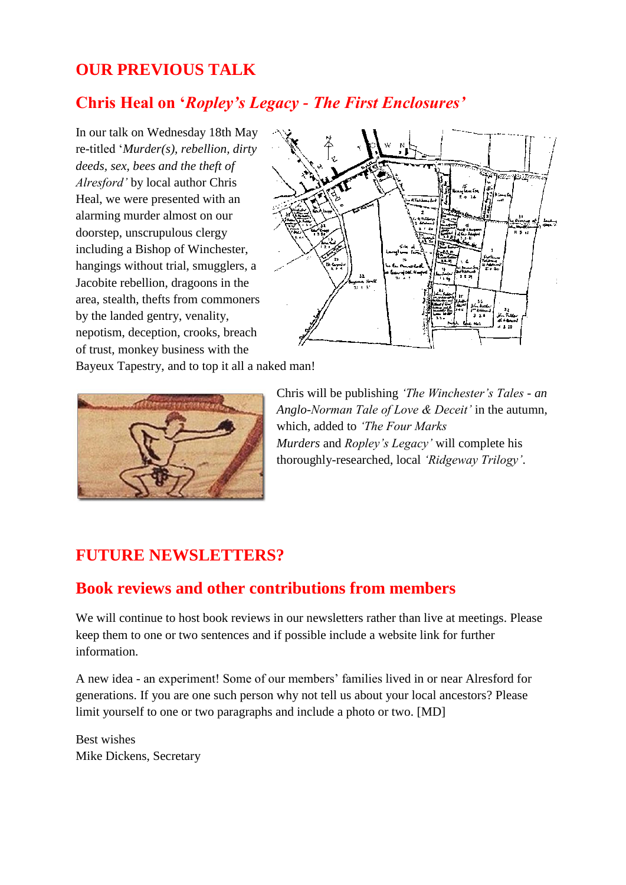# OUR PREVIOUS TALK

## Chris Heal on '*Ropley's Legacy - The First Enclosures'*

In our talk on Wednesday 18th May re-titled '*Murder(s), rebellion, dirty deeds, sex, bees and the theft of Alresford'* by local author Chris Heal, we were presented with an alarming murder almost on our doorstep, unscrupulous clergy including a Bishop of Winchester, hangings without trial, smugglers, a Jacobite rebellion, dragoons in the area, stealth, thefts from commoners by the landed gentry, venality, nepotism, deception, crooks, breach of trust, monkey business with the Bayeux Tapestry, and to top it all a naked man!

Chris will be publishing *'The Winchester's Tales - an Anglo-Norman Tale of Love & Deceit'* in the autumn, which, added to *'The Four Marks Murders* and *Ropley's Legacy'* will complete his thoroughly-researched, local *'Ridgeway Trilogy'*.

# FUTURE NEWSLETTERS?

## Book reviews and other contributions from members

We will continue to host book reviews in our newsletters rather than live at meetings. Please keep them to one or two sentences and if possible include a website link for further information.

A new idea - an experiment! Some of our members' families lived in or near Alresford for generations. If you are one such person why not tell us about your local ancestors? Please limit yourself to one or two paragraphs and include a photo or two. [MD]

Best wishes
Mike Dickens, Secretary